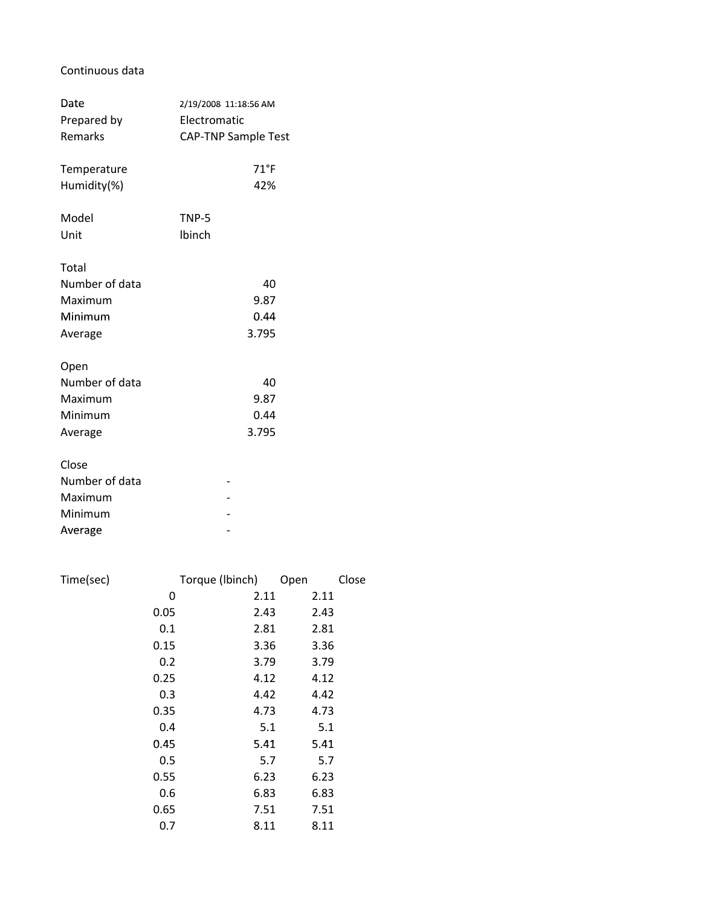Continuous data

| | |
|---|---|
| Date | 2/19/2008 11:18:56 AM |
| Prepared by | Electromatic |
| Remarks | CAP-TNP Sample Test |
| | |
| Temperature | 71°F |
| Humidity(%) | 42% |
| | |
| Model | TNP-5 |
| Unit | lbinch |
| | |
| Total | |
| Number of data | 40 |
| Maximum | 9.87 |
| Minimum | 0.44 |
| Average | 3.795 |
| | |
| Open | |
| Number of data | 40 |
| Maximum | 9.87 |
| Minimum | 0.44 |
| Average | 3.795 |
| | |
| Close | |
| Number of data | - |
| Maximum | - |
| Minimum | - |
| Average | - |

| Time(sec) | Torque (lbinch) | Open | Close |
|---|---|---|---|
| 0 | 2.11 | 2.11 | |
| 0.05 | 2.43 | 2.43 | |
| 0.1 | 2.81 | 2.81 | |
| 0.15 | 3.36 | 3.36 | |
| 0.2 | 3.79 | 3.79 | |
| 0.25 | 4.12 | 4.12 | |
| 0.3 | 4.42 | 4.42 | |
| 0.35 | 4.73 | 4.73 | |
| 0.4 | 5.1 | 5.1 | |
| 0.45 | 5.41 | 5.41 | |
| 0.5 | 5.7 | 5.7 | |
| 0.55 | 6.23 | 6.23 | |
| 0.6 | 6.83 | 6.83 | |
| 0.65 | 7.51 | 7.51 | |
| 0.7 | 8.11 | 8.11 | |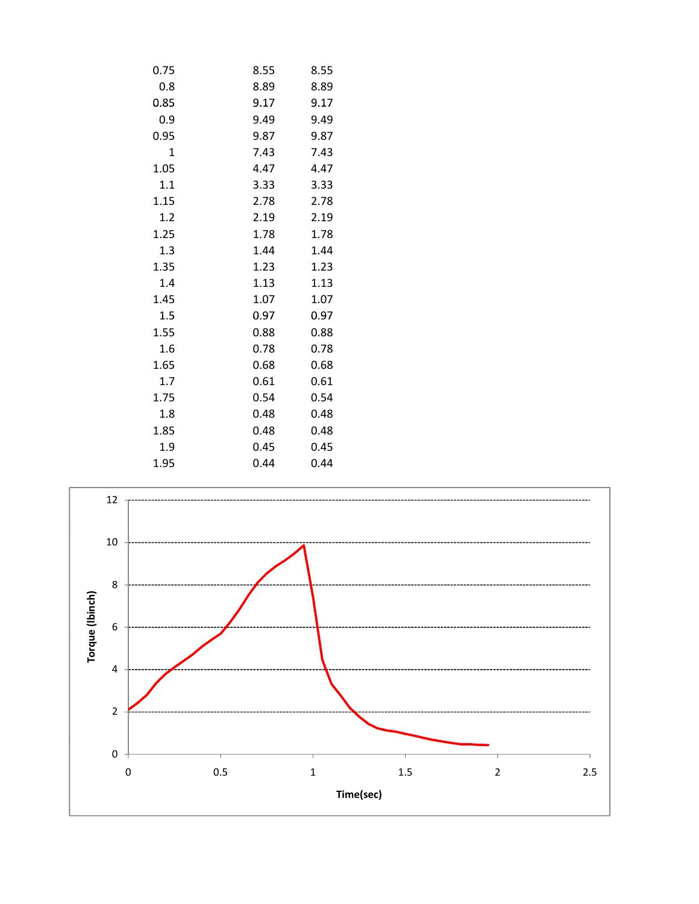| | | |
|---|---|---|
| 0.75 | 8.55 | 8.55 |
| 0.8 | 8.89 | 8.89 |
| 0.85 | 9.17 | 9.17 |
| 0.9 | 9.49 | 9.49 |
| 0.95 | 9.87 | 9.87 |
| 1 | 7.43 | 7.43 |
| 1.05 | 4.47 | 4.47 |
| 1.1 | 3.33 | 3.33 |
| 1.15 | 2.78 | 2.78 |
| 1.2 | 2.19 | 2.19 |
| 1.25 | 1.78 | 1.78 |
| 1.3 | 1.44 | 1.44 |
| 1.35 | 1.23 | 1.23 |
| 1.4 | 1.13 | 1.13 |
| 1.45 | 1.07 | 1.07 |
| 1.5 | 0.97 | 0.97 |
| 1.55 | 0.88 | 0.88 |
| 1.6 | 0.78 | 0.78 |
| 1.65 | 0.68 | 0.68 |
| 1.7 | 0.61 | 0.61 |
| 1.75 | 0.54 | 0.54 |
| 1.8 | 0.48 | 0.48 |
| 1.85 | 0.48 | 0.48 |
| 1.9 | 0.45 | 0.45 |
| 1.95 | 0.44 | 0.44 |

Torque (lbinch)

12
10
8
6
4
2
0

0
0.5
1
1.5
2
2.5

Time(sec)